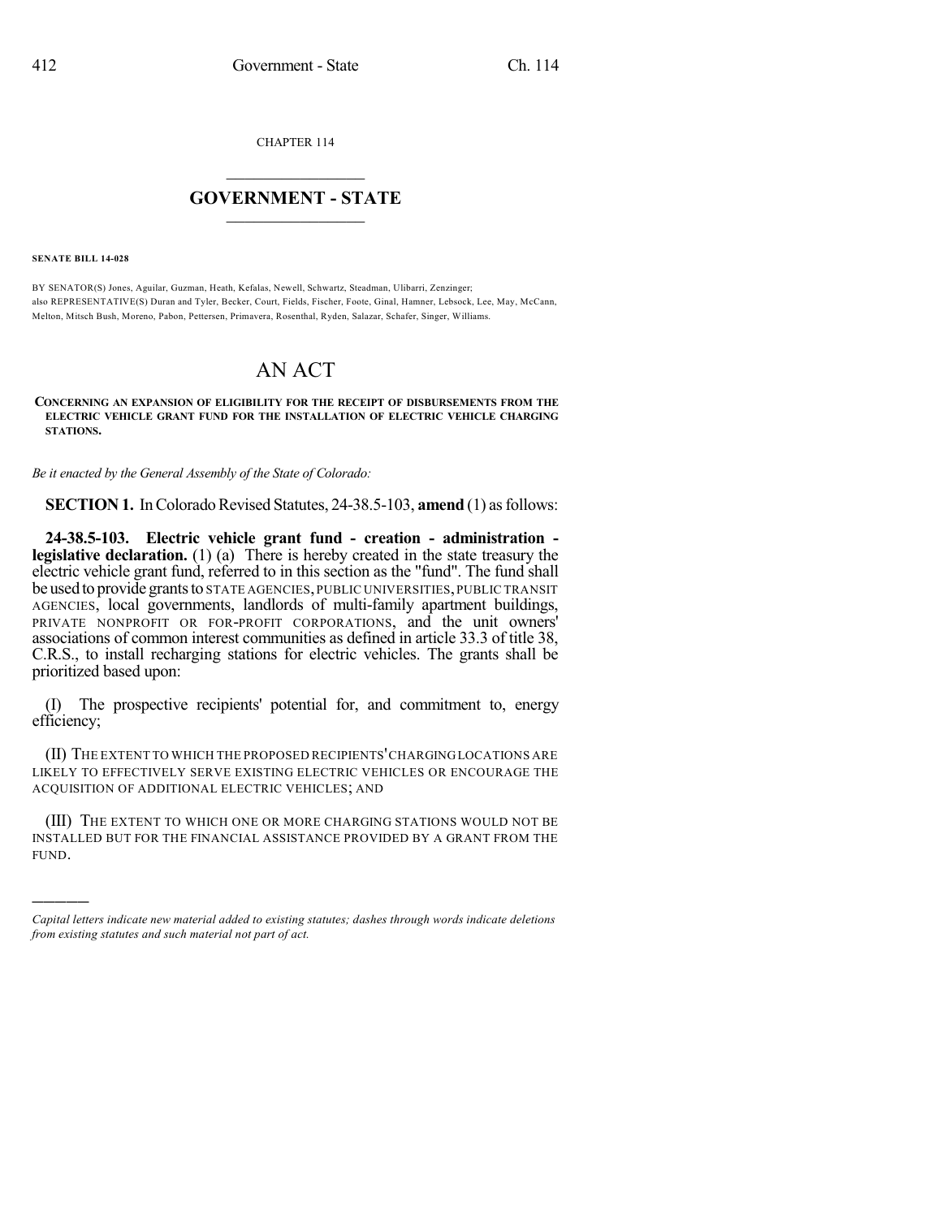CHAPTER 114

# GOVERNMENT - STATE

**SENATE BILL 14-028**

BY SENATOR(S) Jones, Aguilar, Guzman, Heath, Kefalas, Newell, Schwartz, Steadman, Ulibarri, Zenzinger;
also REPRESENTATIVE(S) Duran and Tyler, Becker, Court, Fields, Fischer, Foote, Ginal, Hamner, Lebsock, Lee, May, McCann, Melton, Mitsch Bush, Moreno, Pabon, Pettersen, Primavera, Rosenthal, Ryden, Salazar, Schafer, Singer, Williams.

# AN ACT

**CONCERNING AN EXPANSION OF ELIGIBILITY FOR THE RECEIPT OF DISBURSEMENTS FROM THE ELECTRIC VEHICLE GRANT FUND FOR THE INSTALLATION OF ELECTRIC VEHICLE CHARGING STATIONS.**

*Be it enacted by the General Assembly of the State of Colorado:*

**SECTION 1.** In Colorado Revised Statutes, 24-38.5-103, **amend** (1) as follows:

**24-38.5-103. Electric vehicle grant fund - creation - administration - legislative declaration.** (1) (a) There is hereby created in the state treasury the electric vehicle grant fund, referred to in this section as the "fund". The fund shall be used to provide grants to STATE AGENCIES, PUBLIC UNIVERSITIES, PUBLIC TRANSIT AGENCIES, local governments, landlords of multi-family apartment buildings, PRIVATE NONPROFIT OR FOR-PROFIT CORPORATIONS, and the unit owners' associations of common interest communities as defined in article 33.3 of title 38, C.R.S., to install recharging stations for electric vehicles. The grants shall be prioritized based upon:

(I) The prospective recipients' potential for, and commitment to, energy efficiency;

(II) THE EXTENT TO WHICH THE PROPOSED RECIPIENTS' CHARGING LOCATIONS ARE LIKELY TO EFFECTIVELY SERVE EXISTING ELECTRIC VEHICLES OR ENCOURAGE THE ACQUISITION OF ADDITIONAL ELECTRIC VEHICLES; AND

(III) THE EXTENT TO WHICH ONE OR MORE CHARGING STATIONS WOULD NOT BE INSTALLED BUT FOR THE FINANCIAL ASSISTANCE PROVIDED BY A GRANT FROM THE FUND.

---

*Capital letters indicate new material added to existing statutes; dashes through words indicate deletions from existing statutes and such material not part of act.*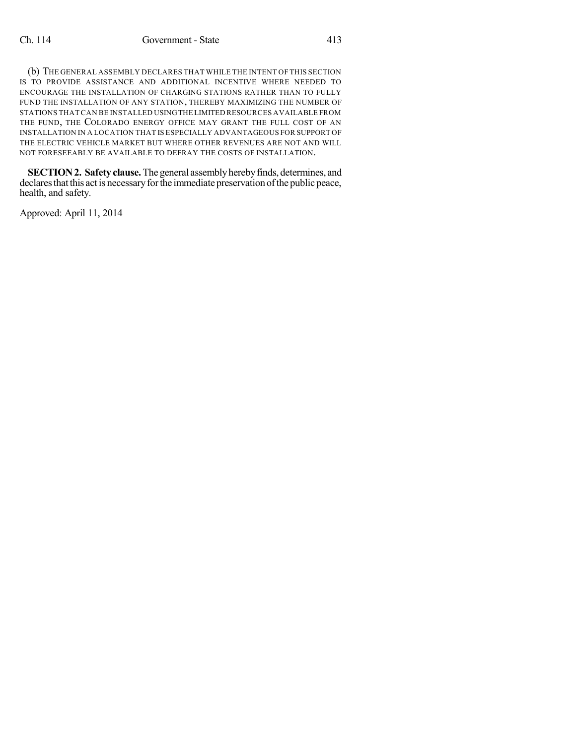(b) THE GENERAL ASSEMBLY DECLARES THAT WHILE THE INTENT OF THIS SECTION IS TO PROVIDE ASSISTANCE AND ADDITIONAL INCENTIVE WHERE NEEDED TO ENCOURAGE THE INSTALLATION OF CHARGING STATIONS RATHER THAN TO FULLY FUND THE INSTALLATION OF ANY STATION, THEREBY MAXIMIZING THE NUMBER OF STATIONS THAT CAN BE INSTALLED USING THE LIMITED RESOURCES AVAILABLE FROM THE FUND, THE COLORADO ENERGY OFFICE MAY GRANT THE FULL COST OF AN INSTALLATION IN A LOCATION THAT IS ESPECIALLY ADVANTAGEOUS FOR SUPPORT OF THE ELECTRIC VEHICLE MARKET BUT WHERE OTHER REVENUES ARE NOT AND WILL NOT FORESEEABLY BE AVAILABLE TO DEFRAY THE COSTS OF INSTALLATION.

**SECTION 2. Safety clause.** The general assembly hereby finds, determines, and declares that this act is necessary for the immediate preservation of the public peace, health, and safety.

Approved: April 11, 2014